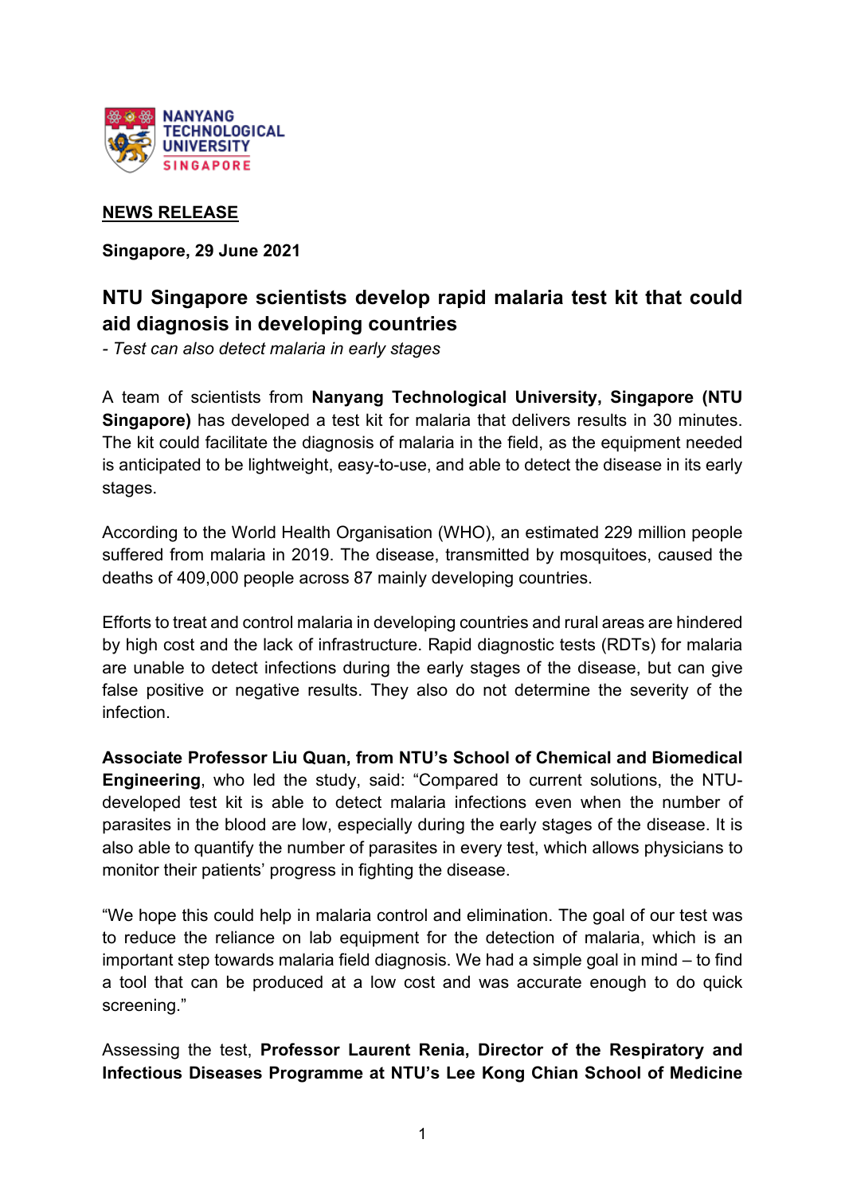NANYANG TECHNOLOGICAL UNIVERSITY SINGAPORE

**NEWS RELEASE**

**Singapore, 29 June 2021**

# NTU Singapore scientists develop rapid malaria test kit that could aid diagnosis in developing countries

*- Test can also detect malaria in early stages*

A team of scientists from **Nanyang Technological University, Singapore (NTU Singapore)** has developed a test kit for malaria that delivers results in 30 minutes. The kit could facilitate the diagnosis of malaria in the field, as the equipment needed is anticipated to be lightweight, easy-to-use, and able to detect the disease in its early stages.

According to the World Health Organisation (WHO), an estimated 229 million people suffered from malaria in 2019. The disease, transmitted by mosquitoes, caused the deaths of 409,000 people across 87 mainly developing countries.

Efforts to treat and control malaria in developing countries and rural areas are hindered by high cost and the lack of infrastructure. Rapid diagnostic tests (RDTs) for malaria are unable to detect infections during the early stages of the disease, but can give false positive or negative results. They also do not determine the severity of the infection.

**Associate Professor Liu Quan, from NTU's School of Chemical and Biomedical Engineering**, who led the study, said: "Compared to current solutions, the NTU-developed test kit is able to detect malaria infections even when the number of parasites in the blood are low, especially during the early stages of the disease. It is also able to quantify the number of parasites in every test, which allows physicians to monitor their patients' progress in fighting the disease.

"We hope this could help in malaria control and elimination. The goal of our test was to reduce the reliance on lab equipment for the detection of malaria, which is an important step towards malaria field diagnosis. We had a simple goal in mind – to find a tool that can be produced at a low cost and was accurate enough to do quick screening."

Assessing the test, **Professor Laurent Renia, Director of the Respiratory and Infectious Diseases Programme at NTU's Lee Kong Chian School of Medicine**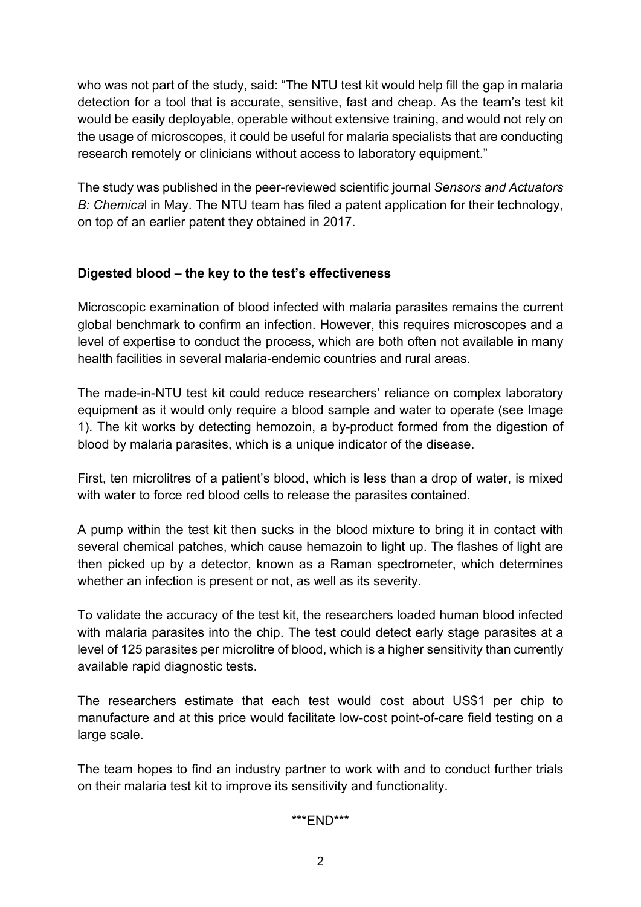who was not part of the study, said: “The NTU test kit would help fill the gap in malaria detection for a tool that is accurate, sensitive, fast and cheap. As the team’s test kit would be easily deployable, operable without extensive training, and would not rely on the usage of microscopes, it could be useful for malaria specialists that are conducting research remotely or clinicians without access to laboratory equipment.”

The study was published in the peer-reviewed scientific journal *Sensors and Actuators B: Chemica*l in May. The NTU team has filed a patent application for their technology, on top of an earlier patent they obtained in 2017.

**Digested blood – the key to the test’s effectiveness**

Microscopic examination of blood infected with malaria parasites remains the current global benchmark to confirm an infection. However, this requires microscopes and a level of expertise to conduct the process, which are both often not available in many health facilities in several malaria-endemic countries and rural areas.

The made-in-NTU test kit could reduce researchers’ reliance on complex laboratory equipment as it would only require a blood sample and water to operate (see Image 1). The kit works by detecting hemozoin, a by-product formed from the digestion of blood by malaria parasites, which is a unique indicator of the disease.

First, ten microlitres of a patient’s blood, which is less than a drop of water, is mixed with water to force red blood cells to release the parasites contained.

A pump within the test kit then sucks in the blood mixture to bring it in contact with several chemical patches, which cause hemazoin to light up. The flashes of light are then picked up by a detector, known as a Raman spectrometer, which determines whether an infection is present or not, as well as its severity.

To validate the accuracy of the test kit, the researchers loaded human blood infected with malaria parasites into the chip. The test could detect early stage parasites at a level of 125 parasites per microlitre of blood, which is a higher sensitivity than currently available rapid diagnostic tests.

The researchers estimate that each test would cost about US$1 per chip to manufacture and at this price would facilitate low-cost point-of-care field testing on a large scale.

The team hopes to find an industry partner to work with and to conduct further trials on their malaria test kit to improve its sensitivity and functionality.

***END***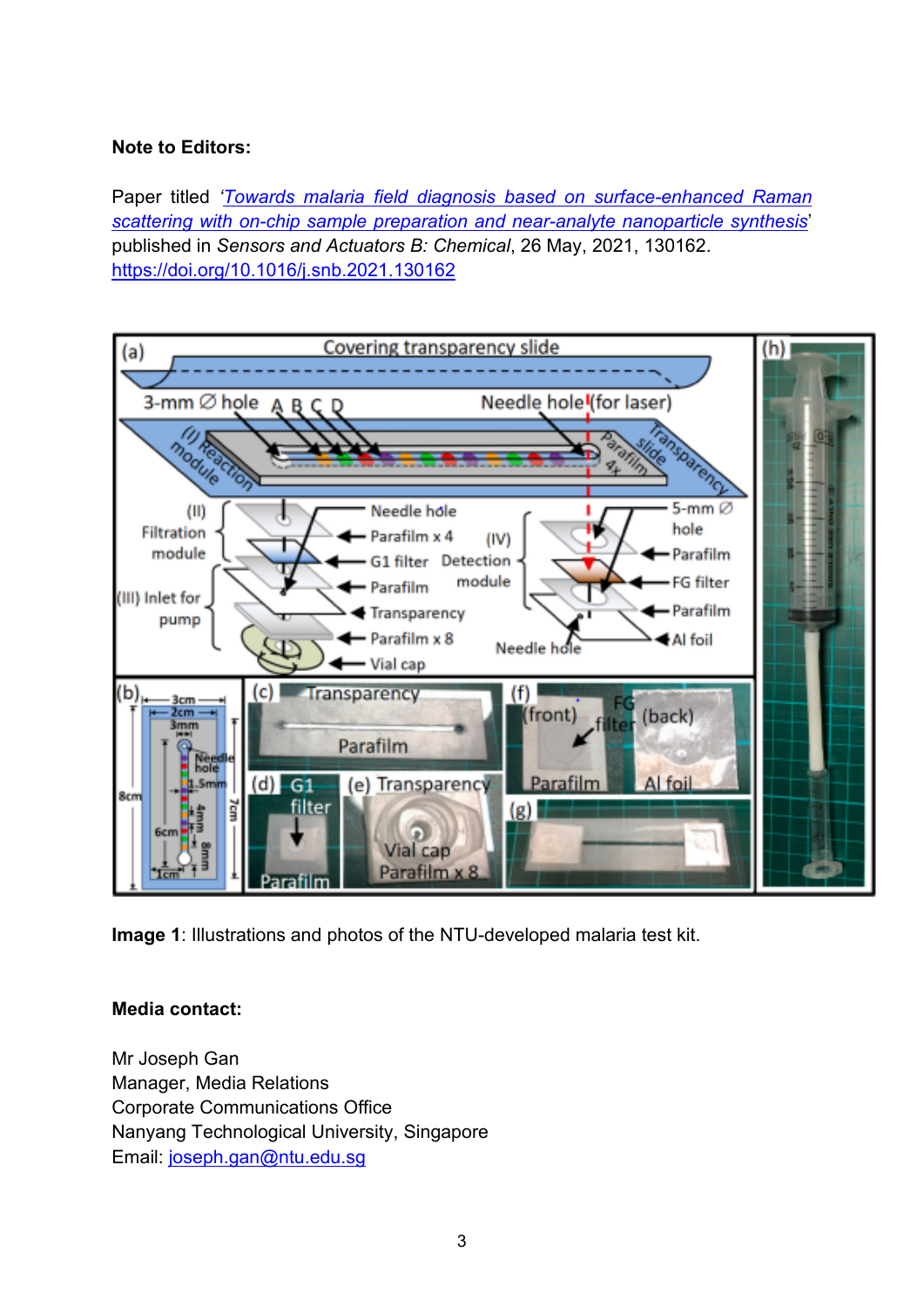**Note to Editors:**

Paper titled '*[Towards malaria field diagnosis based on surface-enhanced Raman scattering with on-chip sample preparation and near-analyte nanoparticle synthesis](https://doi.org/10.1016/j.snb.2021.130162)*' published in *Sensors and Actuators B: Chemical*, 26 May, 2021, 130162. https://doi.org/10.1016/j.snb.2021.130162

**Image 1**: Illustrations and photos of the NTU-developed malaria test kit.

**Media contact:**

Mr Joseph Gan  
Manager, Media Relations  
Corporate Communications Office  
Nanyang Technological University, Singapore  
Email: joseph.gan@ntu.edu.sg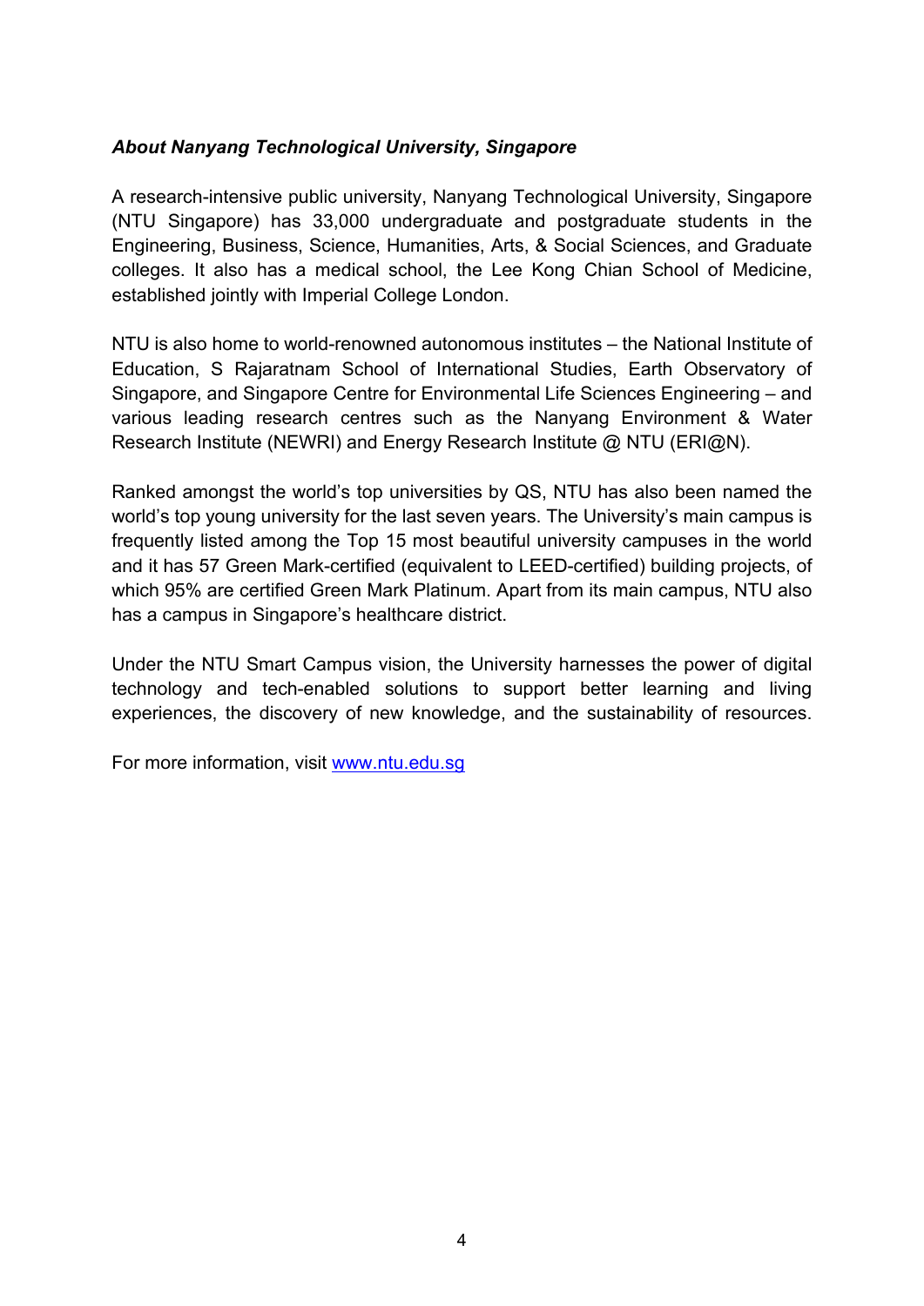***About Nanyang Technological University, Singapore***

A research-intensive public university, Nanyang Technological University, Singapore (NTU Singapore) has 33,000 undergraduate and postgraduate students in the Engineering, Business, Science, Humanities, Arts, & Social Sciences, and Graduate colleges. It also has a medical school, the Lee Kong Chian School of Medicine, established jointly with Imperial College London.

NTU is also home to world-renowned autonomous institutes – the National Institute of Education, S Rajaratnam School of International Studies, Earth Observatory of Singapore, and Singapore Centre for Environmental Life Sciences Engineering – and various leading research centres such as the Nanyang Environment & Water Research Institute (NEWRI) and Energy Research Institute @ NTU (ERI@N).

Ranked amongst the world's top universities by QS, NTU has also been named the world's top young university for the last seven years. The University's main campus is frequently listed among the Top 15 most beautiful university campuses in the world and it has 57 Green Mark-certified (equivalent to LEED-certified) building projects, of which 95% are certified Green Mark Platinum. Apart from its main campus, NTU also has a campus in Singapore's healthcare district.

Under the NTU Smart Campus vision, the University harnesses the power of digital technology and tech-enabled solutions to support better learning and living experiences, the discovery of new knowledge, and the sustainability of resources.

For more information, visit [www.ntu.edu.sg](http://www.ntu.edu.sg)